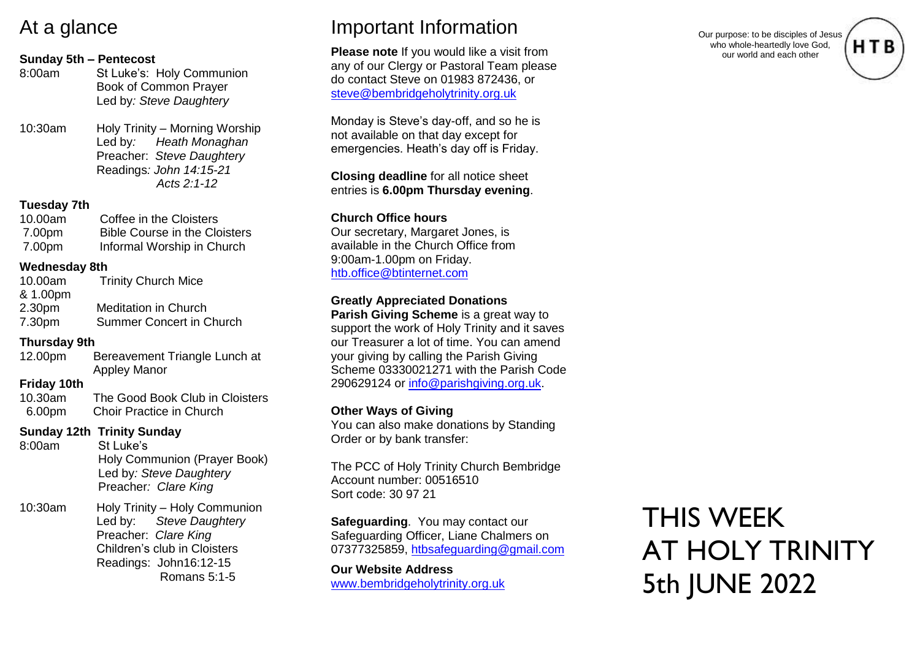# At a glance

### Sunday 5th – Pentecost

8:00am St Luke's: Holy Communion
Book of Common Prayer
Led by: *Steve Daughtery*

10:30am Holy Trinity – Morning Worship
Led by: *Heath Monaghan*
Preacher: *Steve Daughtery*
Readings: *John 14:15-21*
*Acts 2:1-12*

### Tuesday 7th

10.00am Coffee in the Cloisters
7.00pm Bible Course in the Cloisters
7.00pm Informal Worship in Church

### Wednesday 8th

10.00am & 1.00pm Trinity Church Mice
2.30pm Meditation in Church
7.30pm Summer Concert in Church

### Thursday 9th

12.00pm Bereavement Triangle Lunch at Appley Manor

### Friday 10th

10.30am The Good Book Club in Cloisters
6.00pm Choir Practice in Church

### Sunday 12th Trinity Sunday

8:00am St Luke's
Holy Communion (Prayer Book)
Led by: *Steve Daughtery*
Preacher: *Clare King*

10:30am Holy Trinity – Holy Communion
Led by: *Steve Daughtery*
Preacher: *Clare King*
Children's club in Cloisters
Readings: John16:12-15
Romans 5:1-5

# Important Information

**Please note** If you would like a visit from any of our Clergy or Pastoral Team please do contact Steve on 01983 872436, or steve@bembridgeholytrinity.org.uk

Monday is Steve's day-off, and so he is not available on that day except for emergencies. Heath's day off is Friday.

**Closing deadline** for all notice sheet entries is **6.00pm Thursday evening**.

**Church Office hours**
Our secretary, Margaret Jones, is available in the Church Office from 9:00am-1.00pm on Friday.
htb.office@btinternet.com

**Greatly Appreciated Donations**
**Parish Giving Scheme** is a great way to support the work of Holy Trinity and it saves our Treasurer a lot of time. You can amend your giving by calling the Parish Giving Scheme 03330021271 with the Parish Code 290629124 or info@parishgiving.org.uk.

**Other Ways of Giving**
You can also make donations by Standing Order or by bank transfer:

The PCC of Holy Trinity Church Bembridge
Account number: 00516510
Sort code: 30 97 21

**Safeguarding**. You may contact our Safeguarding Officer, Liane Chalmers on 07377325859, htbsafeguarding@gmail.com

**Our Website Address**
www.bembridgeholytrinity.org.uk

Our purpose: to be disciples of Jesus who whole-heartedly love God, our world and each other

HTB

# THIS WEEK AT HOLY TRINITY 5th JUNE 2022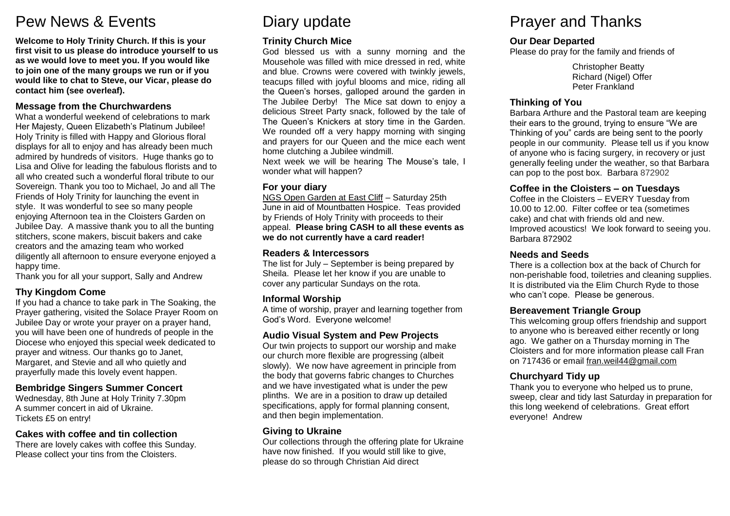# Pew News & Events

**Welcome to Holy Trinity Church. If this is your first visit to us please do introduce yourself to us as we would love to meet you. If you would like to join one of the many groups we run or if you would like to chat to Steve, our Vicar, please do contact him (see overleaf).**

### Message from the Churchwardens

What a wonderful weekend of celebrations to mark Her Majesty, Queen Elizabeth's Platinum Jubilee! Holy Trinity is filled with Happy and Glorious floral displays for all to enjoy and has already been much admired by hundreds of visitors. Huge thanks go to Lisa and Olive for leading the fabulous florists and to all who created such a wonderful floral tribute to our Sovereign. Thank you too to Michael, Jo and all The Friends of Holy Trinity for launching the event in style. It was wonderful to see so many people enjoying Afternoon tea in the Cloisters Garden on Jubilee Day. A massive thank you to all the bunting stitchers, scone makers, biscuit bakers and cake creators and the amazing team who worked diligently all afternoon to ensure everyone enjoyed a happy time.

Thank you for all your support, Sally and Andrew

### Thy Kingdom Come

If you had a chance to take park in The Soaking, the Prayer gathering, visited the Solace Prayer Room on Jubilee Day or wrote your prayer on a prayer hand, you will have been one of hundreds of people in the Diocese who enjoyed this special week dedicated to prayer and witness. Our thanks go to Janet, Margaret, and Stevie and all who quietly and prayerfully made this lovely event happen.

### Bembridge Singers Summer Concert

Wednesday, 8th June at Holy Trinity 7.30pm
A summer concert in aid of Ukraine.
Tickets £5 on entry!

### Cakes with coffee and tin collection

There are lovely cakes with coffee this Sunday. Please collect your tins from the Cloisters.

# Diary update

### Trinity Church Mice

God blessed us with a sunny morning and the Mousehole was filled with mice dressed in red, white and blue. Crowns were covered with twinkly jewels, teacups filled with joyful blooms and mice, riding all the Queen's horses, galloped around the garden in The Jubilee Derby! The Mice sat down to enjoy a delicious Street Party snack, followed by the tale of The Queen's Knickers at story time in the Garden. We rounded off a very happy morning with singing and prayers for our Queen and the mice each went home clutching a Jubilee windmill.

Next week we will be hearing The Mouse's tale, I wonder what will happen?

### For your diary

NGS Open Garden at East Cliff – Saturday 25th June in aid of Mountbatten Hospice. Teas provided by Friends of Holy Trinity with proceeds to their appeal. **Please bring CASH to all these events as we do not currently have a card reader!**

### Readers & Intercessors

The list for July – September is being prepared by Sheila. Please let her know if you are unable to cover any particular Sundays on the rota.

### Informal Worship

A time of worship, prayer and learning together from God's Word. Everyone welcome!

### Audio Visual System and Pew Projects

Our twin projects to support our worship and make our church more flexible are progressing (albeit slowly). We now have agreement in principle from the body that governs fabric changes to Churches and we have investigated what is under the pew plinths. We are in a position to draw up detailed specifications, apply for formal planning consent, and then begin implementation.

### Giving to Ukraine

Our collections through the offering plate for Ukraine have now finished. If you would still like to give, please do so through Christian Aid direct

# Prayer and Thanks

### Our Dear Departed

Please do pray for the family and friends of

Christopher Beatty
Richard (Nigel) Offer
Peter Frankland

### Thinking of You

Barbara Arthure and the Pastoral team are keeping their ears to the ground, trying to ensure "We are Thinking of you" cards are being sent to the poorly people in our community. Please tell us if you know of anyone who is facing surgery, in recovery or just generally feeling under the weather, so that Barbara can pop to the post box. Barbara 872902

### Coffee in the Cloisters – on Tuesdays

Coffee in the Cloisters – EVERY Tuesday from 10.00 to 12.00. Filter coffee or tea (sometimes cake) and chat with friends old and new. Improved acoustics! We look forward to seeing you. Barbara 872902

### Needs and Seeds

There is a collection box at the back of Church for non-perishable food, toiletries and cleaning supplies. It is distributed via the Elim Church Ryde to those who can't cope. Please be generous.

### Bereavement Triangle Group

This welcoming group offers friendship and support to anyone who is bereaved either recently or long ago. We gather on a Thursday morning in The Cloisters and for more information please call Fran on 717436 or email fran.weil44@gmail.com

### Churchyard Tidy up

Thank you to everyone who helped us to prune, sweep, clear and tidy last Saturday in preparation for this long weekend of celebrations. Great effort everyone! Andrew